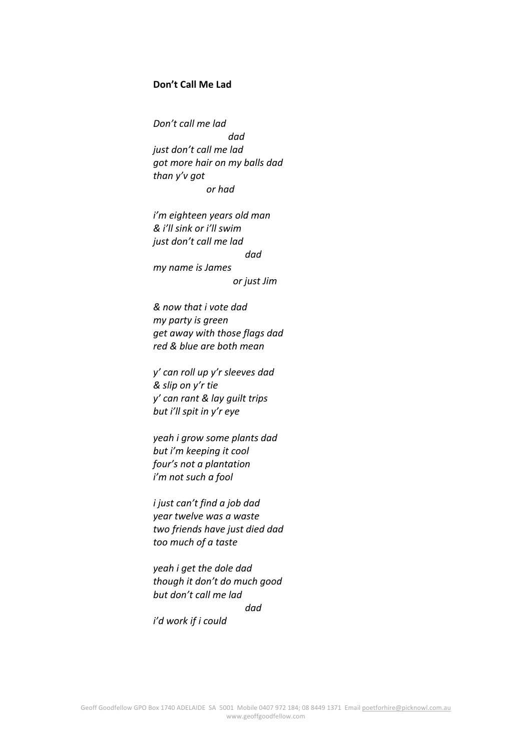**Don't Call Me Lad**

*Don't call me lad*
*dad*
*just don't call me lad*
*got more hair on my balls dad*
*than y'v got*
*or had*

*i'm eighteen years old man*
*& i'll sink or i'll swim*
*just don't call me lad*
*dad*
*my name is James*
*or just Jim*

*& now that i vote dad*
*my party is green*
*get away with those flags dad*
*red & blue are both mean*

*y' can roll up y'r sleeves dad*
*& slip on y'r tie*
*y' can rant & lay guilt trips*
*but i'll spit in y'r eye*

*yeah i grow some plants dad*
*but i'm keeping it cool*
*four's not a plantation*
*i'm not such a fool*

*i just can't find a job dad*
*year twelve was a waste*
*two friends have just died dad*
*too much of a taste*

*yeah i get the dole dad*
*though it don't do much good*
*but don't call me lad*
*dad*
*i'd work if i could*

Geoff Goodfellow GPO Box 1740 ADELAIDE SA 5001 Mobile 0407 972 184; 08 8449 1371 Email poetforhire@picknowl.com.au
www.geoffgoodfellow.com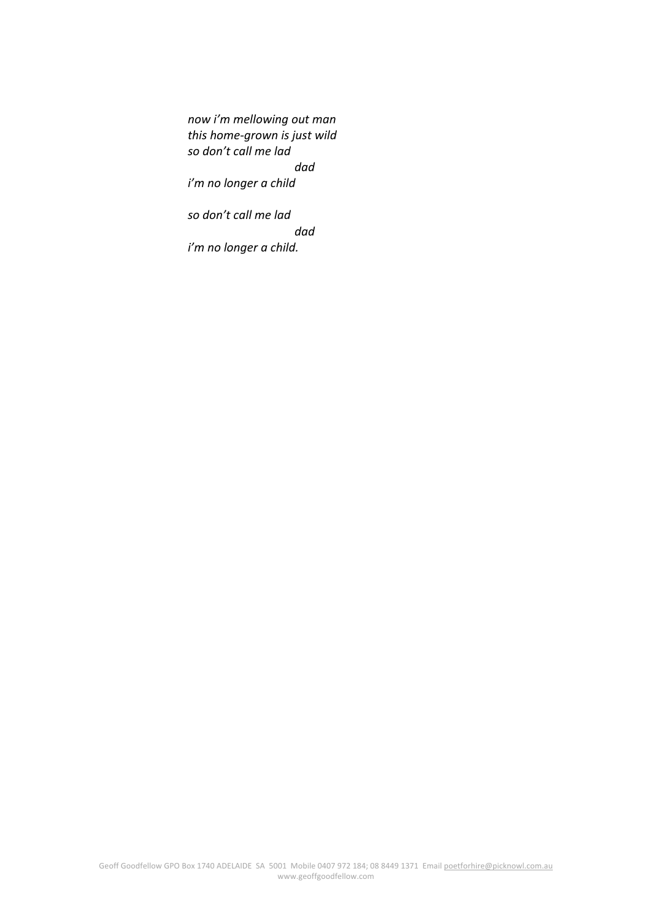*now i’m mellowing out man*  
*this home-grown is just wild*  
*so don’t call me lad*  
                    *dad*  
*i’m no longer a child*

*so don’t call me lad*  
                    *dad*  
*i’m no longer a child.*